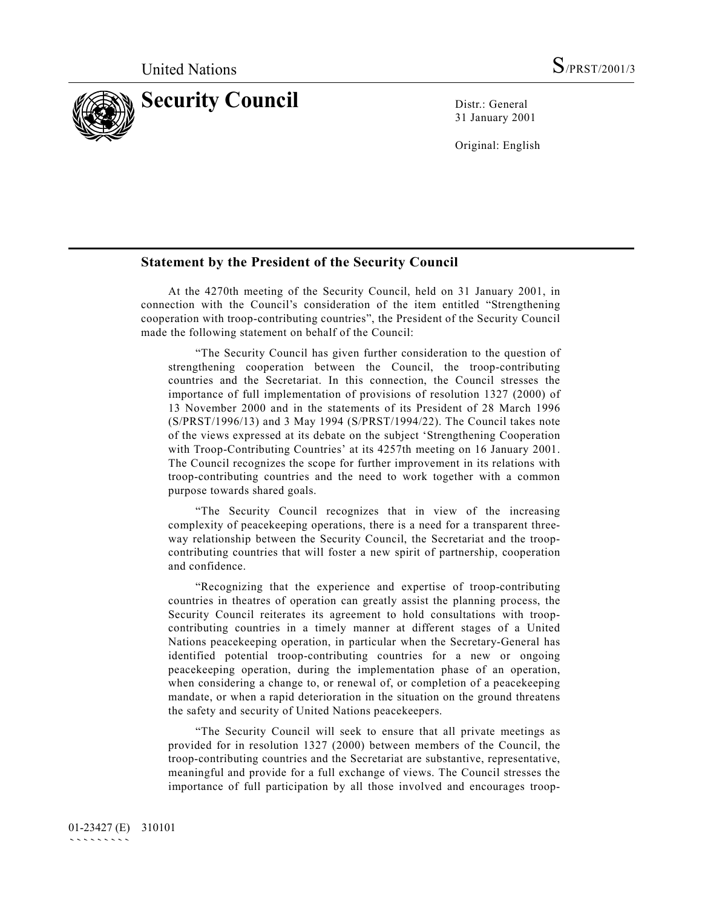United Nations S/PRST/2001/3

# Security Council

Distr.: General
31 January 2001

Original: English

## Statement by the President of the Security Council

At the 4270th meeting of the Security Council, held on 31 January 2001, in connection with the Council's consideration of the item entitled "Strengthening cooperation with troop-contributing countries", the President of the Security Council made the following statement on behalf of the Council:

"The Security Council has given further consideration to the question of strengthening cooperation between the Council, the troop-contributing countries and the Secretariat. In this connection, the Council stresses the importance of full implementation of provisions of resolution 1327 (2000) of 13 November 2000 and in the statements of its President of 28 March 1996 (S/PRST/1996/13) and 3 May 1994 (S/PRST/1994/22). The Council takes note of the views expressed at its debate on the subject 'Strengthening Cooperation with Troop-Contributing Countries' at its 4257th meeting on 16 January 2001. The Council recognizes the scope for further improvement in its relations with troop-contributing countries and the need to work together with a common purpose towards shared goals.

"The Security Council recognizes that in view of the increasing complexity of peacekeeping operations, there is a need for a transparent three-way relationship between the Security Council, the Secretariat and the troop-contributing countries that will foster a new spirit of partnership, cooperation and confidence.

"Recognizing that the experience and expertise of troop-contributing countries in theatres of operation can greatly assist the planning process, the Security Council reiterates its agreement to hold consultations with troop-contributing countries in a timely manner at different stages of a United Nations peacekeeping operation, in particular when the Secretary-General has identified potential troop-contributing countries for a new or ongoing peacekeeping operation, during the implementation phase of an operation, when considering a change to, or renewal of, or completion of a peacekeeping mandate, or when a rapid deterioration in the situation on the ground threatens the safety and security of United Nations peacekeepers.

"The Security Council will seek to ensure that all private meetings as provided for in resolution 1327 (2000) between members of the Council, the troop-contributing countries and the Secretariat are substantive, representative, meaningful and provide for a full exchange of views. The Council stresses the importance of full participation by all those involved and encourages troop-

01-23427 (E) 310101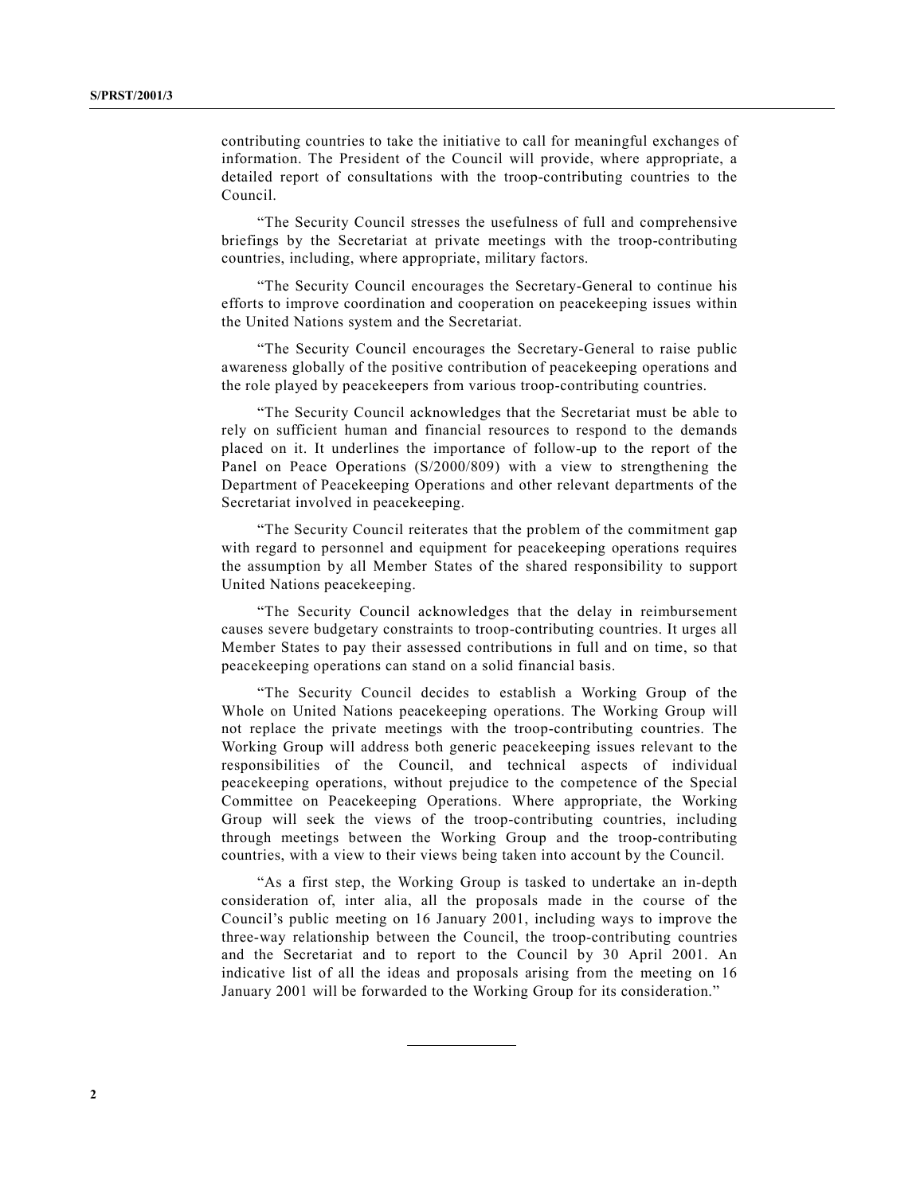contributing countries to take the initiative to call for meaningful exchanges of information. The President of the Council will provide, where appropriate, a detailed report of consultations with the troop-contributing countries to the Council.

"The Security Council stresses the usefulness of full and comprehensive briefings by the Secretariat at private meetings with the troop-contributing countries, including, where appropriate, military factors.

"The Security Council encourages the Secretary-General to continue his efforts to improve coordination and cooperation on peacekeeping issues within the United Nations system and the Secretariat.

"The Security Council encourages the Secretary-General to raise public awareness globally of the positive contribution of peacekeeping operations and the role played by peacekeepers from various troop-contributing countries.

"The Security Council acknowledges that the Secretariat must be able to rely on sufficient human and financial resources to respond to the demands placed on it. It underlines the importance of follow-up to the report of the Panel on Peace Operations (S/2000/809) with a view to strengthening the Department of Peacekeeping Operations and other relevant departments of the Secretariat involved in peacekeeping.

"The Security Council reiterates that the problem of the commitment gap with regard to personnel and equipment for peacekeeping operations requires the assumption by all Member States of the shared responsibility to support United Nations peacekeeping.

"The Security Council acknowledges that the delay in reimbursement causes severe budgetary constraints to troop-contributing countries. It urges all Member States to pay their assessed contributions in full and on time, so that peacekeeping operations can stand on a solid financial basis.

"The Security Council decides to establish a Working Group of the Whole on United Nations peacekeeping operations. The Working Group will not replace the private meetings with the troop-contributing countries. The Working Group will address both generic peacekeeping issues relevant to the responsibilities of the Council, and technical aspects of individual peacekeeping operations, without prejudice to the competence of the Special Committee on Peacekeeping Operations. Where appropriate, the Working Group will seek the views of the troop-contributing countries, including through meetings between the Working Group and the troop-contributing countries, with a view to their views being taken into account by the Council.

"As a first step, the Working Group is tasked to undertake an in-depth consideration of, inter alia, all the proposals made in the course of the Council's public meeting on 16 January 2001, including ways to improve the three-way relationship between the Council, the troop-contributing countries and the Secretariat and to report to the Council by 30 April 2001. An indicative list of all the ideas and proposals arising from the meeting on 16 January 2001 will be forwarded to the Working Group for its consideration."